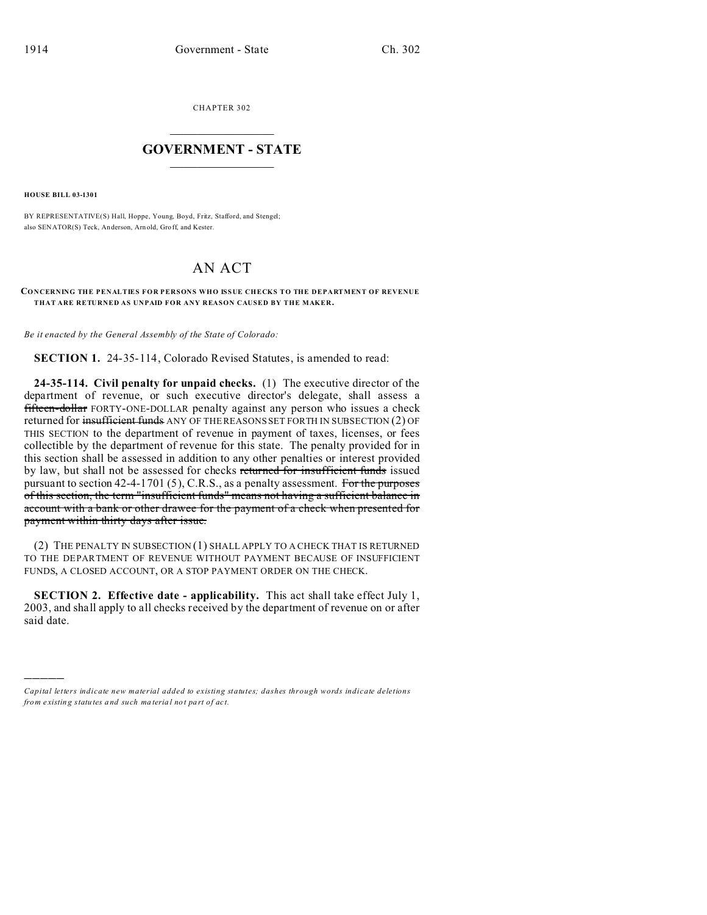CHAPTER 302

# GOVERNMENT - STATE

**HOUSE BILL 03-1301**

BY REPRESENTATIVE(S) Hall, Hoppe, Young, Boyd, Fritz, Stafford, and Stengel; also SENATOR(S) Teck, Anderson, Arnold, Groff, and Kester.

# AN ACT

**CONCERNING THE PENALTIES FOR PERSONS WHO ISSUE CHECKS TO THE DEPARTMENT OF REVENUE THAT ARE RETURNED AS UNPAID FOR ANY REASON CAUSED BY THE MAKER.**

*Be it enacted by the General Assembly of the State of Colorado:*

**SECTION 1.** 24-35-114, Colorado Revised Statutes, is amended to read:

**24-35-114. Civil penalty for unpaid checks.** (1) The executive director of the department of revenue, or such executive director's delegate, shall assess a ~~fifteen-dollar~~ FORTY-ONE-DOLLAR penalty against any person who issues a check returned for ~~insufficient funds~~ ANY OF THE REASONS SET FORTH IN SUBSECTION (2) OF THIS SECTION to the department of revenue in payment of taxes, licenses, or fees collectible by the department of revenue for this state. The penalty provided for in this section shall be assessed in addition to any other penalties or interest provided by law, but shall not be assessed for checks ~~returned for insufficient funds~~ issued pursuant to section 42-4-1701 (5), C.R.S., as a penalty assessment. ~~For the purposes of this section, the term "insufficient funds" means not having a sufficient balance in account with a bank or other drawee for the payment of a check when presented for payment within thirty days after issue.~~

(2) THE PENALTY IN SUBSECTION (1) SHALL APPLY TO A CHECK THAT IS RETURNED TO THE DEPARTMENT OF REVENUE WITHOUT PAYMENT BECAUSE OF INSUFFICIENT FUNDS, A CLOSED ACCOUNT, OR A STOP PAYMENT ORDER ON THE CHECK.

**SECTION 2. Effective date - applicability.** This act shall take effect July 1, 2003, and shall apply to all checks received by the department of revenue on or after said date.

*Capital letters indicate new material added to existing statutes; dashes through words indicate deletions from existing statutes and such material not part of act.*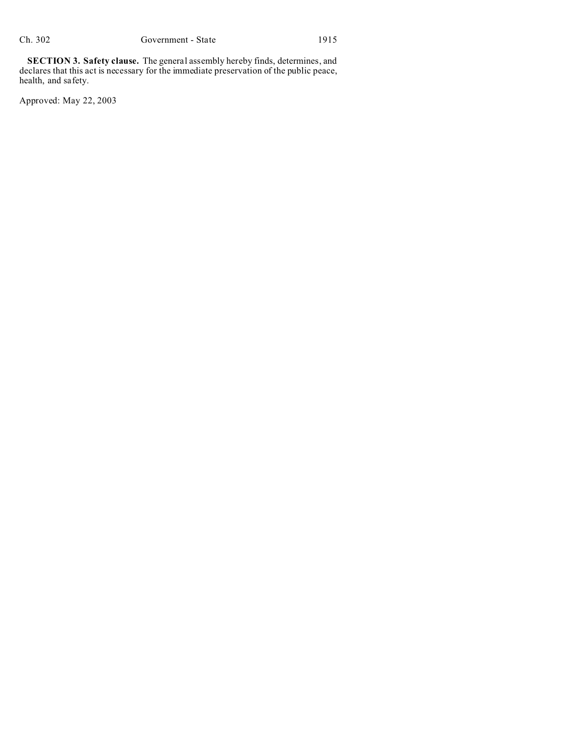**SECTION 3. Safety clause.** The general assembly hereby finds, determines, and declares that this act is necessary for the immediate preservation of the public peace, health, and safety.

Approved: May 22, 2003